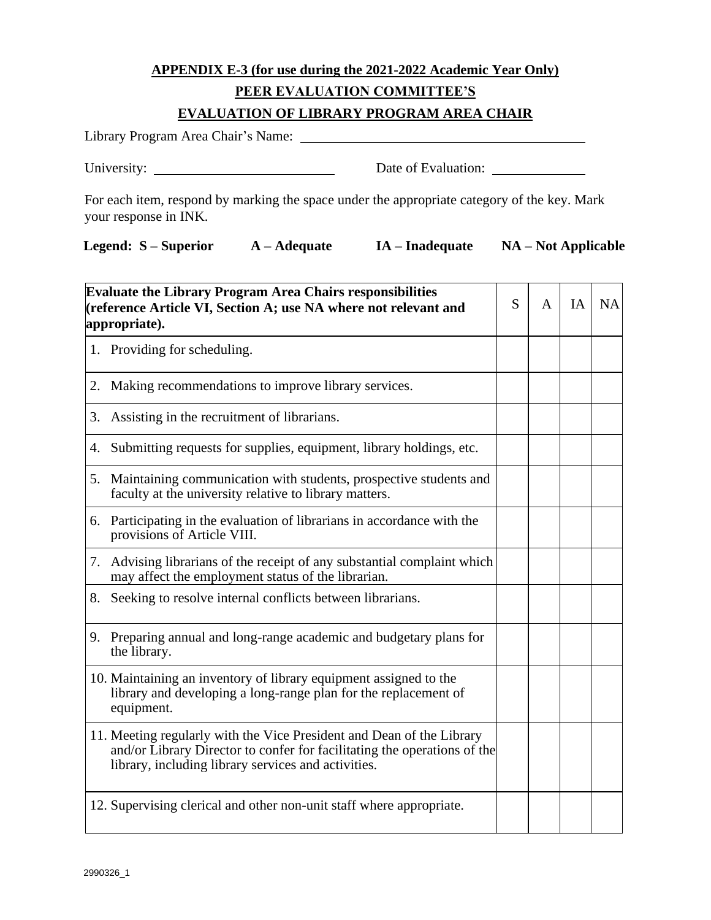**APPENDIX E-3 (for use during the 2021-2022 Academic Year Only)**

**PEER EVALUATION COMMITTEE'S**

**EVALUATION OF LIBRARY PROGRAM AREA CHAIR**

Library Program Area Chair's Name: \_\_\_\_\_\_\_\_\_\_\_\_\_\_\_\_\_\_\_\_\_\_\_\_\_\_\_\_\_\_\_\_\_\_\_\_\_\_\_\_

University: \_\_\_\_\_\_\_\_\_\_\_\_\_\_\_\_\_\_\_\_\_\_\_\_\_\_ Date of Evaluation: \_\_\_\_\_\_\_\_\_\_\_\_\_\_

For each item, respond by marking the space under the appropriate category of the key. Mark your response in INK.

**Legend: S – Superior  A – Adequate  IA – Inadequate  NA – Not Applicable**

| **Evaluate the Library Program Area Chairs responsibilities (reference Article VI, Section A; use NA where not relevant and appropriate).** | S | A | IA | NA |
|---|---|---|---|---|
| 1. Providing for scheduling. | | | | |
| 2. Making recommendations to improve library services. | | | | |
| 3. Assisting in the recruitment of librarians. | | | | |
| 4. Submitting requests for supplies, equipment, library holdings, etc. | | | | |
| 5. Maintaining communication with students, prospective students and faculty at the university relative to library matters. | | | | |
| 6. Participating in the evaluation of librarians in accordance with the provisions of Article VIII. | | | | |
| 7. Advising librarians of the receipt of any substantial complaint which may affect the employment status of the librarian. | | | | |
| 8. Seeking to resolve internal conflicts between librarians. | | | | |
| 9. Preparing annual and long-range academic and budgetary plans for the library. | | | | |
| 10. Maintaining an inventory of library equipment assigned to the library and developing a long-range plan for the replacement of equipment. | | | | |
| 11. Meeting regularly with the Vice President and Dean of the Library and/or Library Director to confer for facilitating the operations of the library, including library services and activities. | | | | |
| 12. Supervising clerical and other non-unit staff where appropriate. | | | | |

2990326_1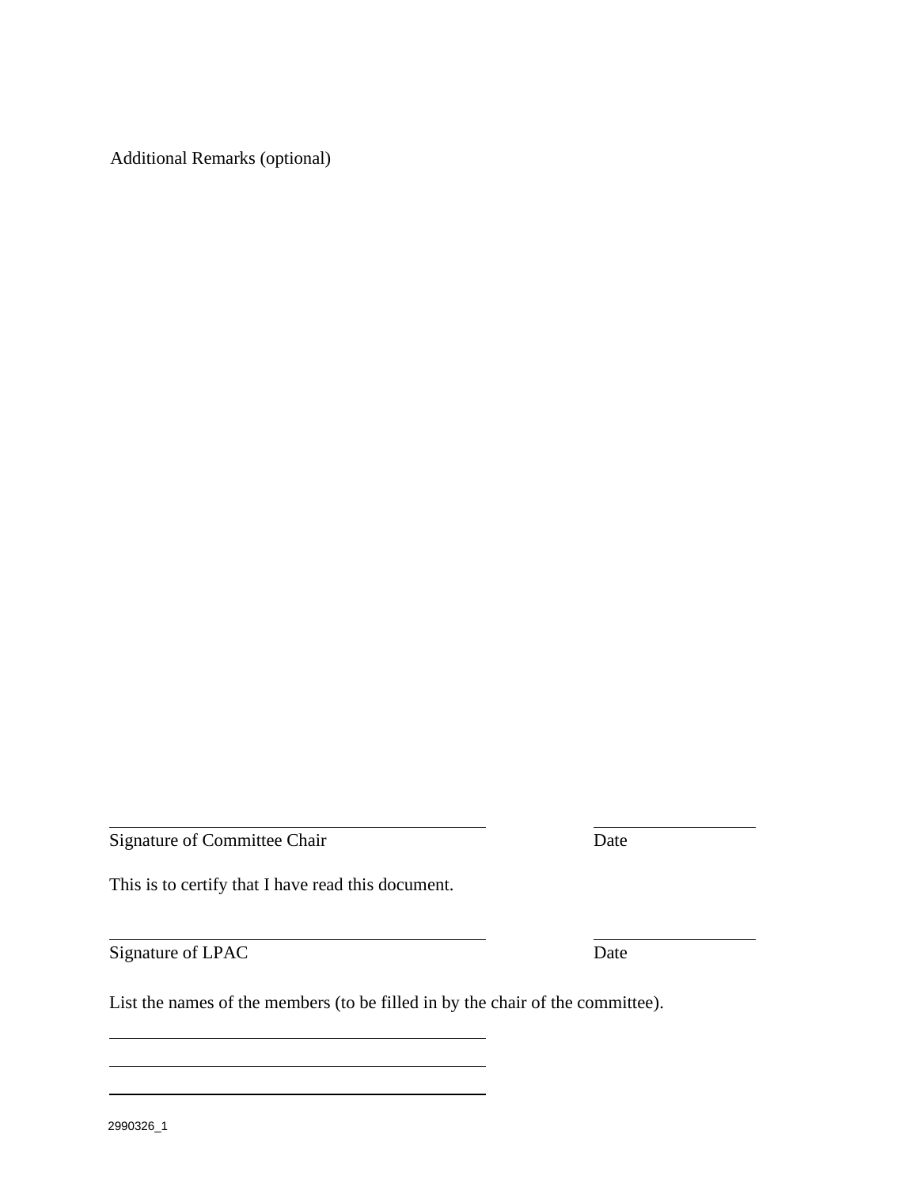Additional Remarks (optional)

\_\_\_\_\_\_\_\_\_\_\_\_\_\_\_\_\_\_\_\_\_\_\_\_\_\_\_\_\_\_\_\_\_\_\_\_\_\_\_\_ \_\_\_\_\_\_\_\_\_\_\_\_\_\_\_\_\_\_

Signature of Committee Chair Date

This is to certify that I have read this document.

\_\_\_\_\_\_\_\_\_\_\_\_\_\_\_\_\_\_\_\_\_\_\_\_\_\_\_\_\_\_\_\_\_\_\_\_\_\_\_\_ \_\_\_\_\_\_\_\_\_\_\_\_\_\_\_\_\_\_

Signature of LPAC Date

List the names of the members (to be filled in by the chair of the committee).

\_\_\_\_\_\_\_\_\_\_\_\_\_\_\_\_\_\_\_\_\_\_\_\_\_\_\_\_\_\_\_\_\_\_\_\_\_\_\_\_

\_\_\_\_\_\_\_\_\_\_\_\_\_\_\_\_\_\_\_\_\_\_\_\_\_\_\_\_\_\_\_\_\_\_\_\_\_\_\_\_

\_\_\_\_\_\_\_\_\_\_\_\_\_\_\_\_\_\_\_\_\_\_\_\_\_\_\_\_\_\_\_\_\_\_\_\_\_\_\_\_

2990326_1